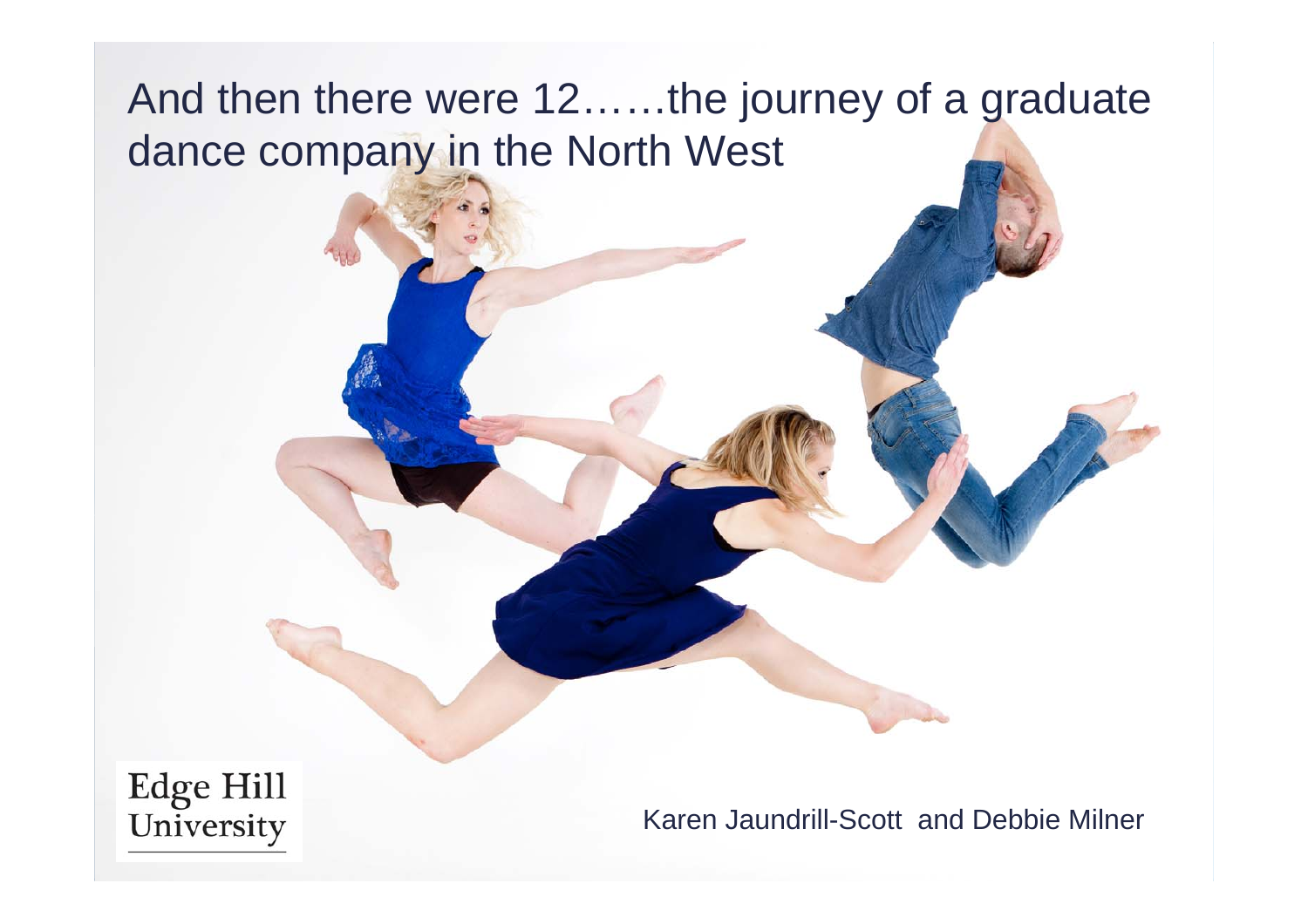# And then there were 12……the journey of a graduate dance company in the North West

Edge Hill University

Karen Jaundrill-Scott and Debbie Milner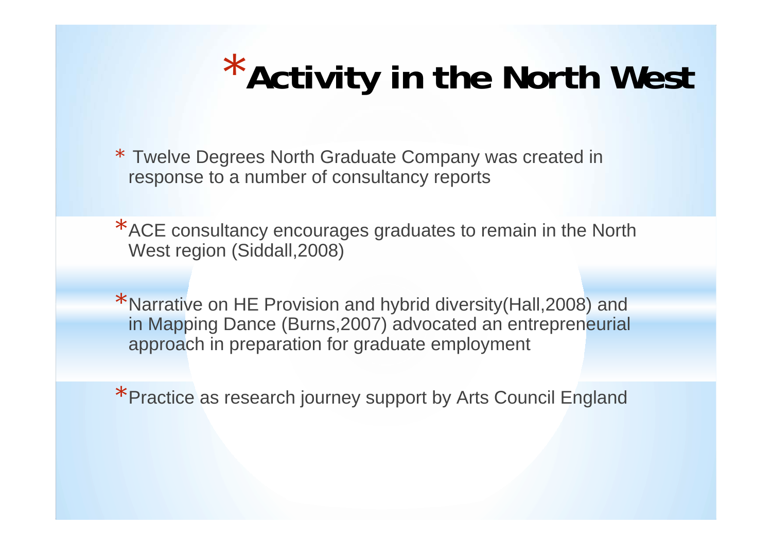# *Activity in the North West

- Twelve Degrees North Graduate Company was created in response to a number of consultancy reports
- ACE consultancy encourages graduates to remain in the North West region (Siddall,2008)
- Narrative on HE Provision and hybrid diversity(Hall,2008) and in Mapping Dance (Burns,2007) advocated an entrepreneurial approach in preparation for graduate employment
- Practice as research journey support by Arts Council England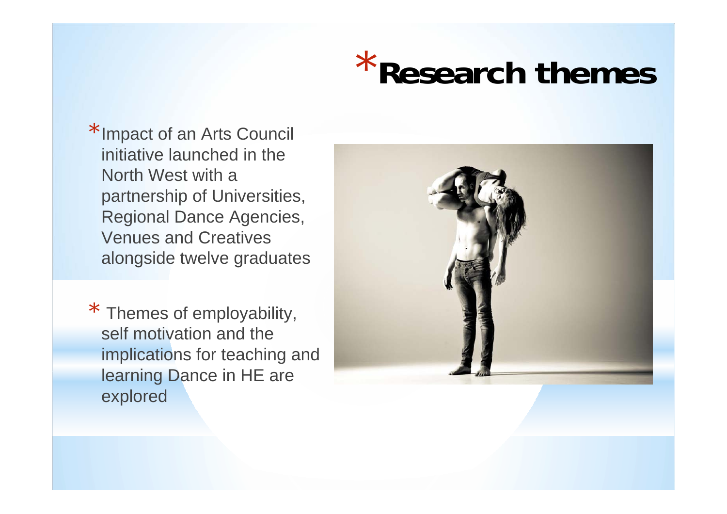# *Research themes

*Impact of an Arts Council initiative launched in the North West with a partnership of Universities, Regional Dance Agencies, Venues and Creatives alongside twelve graduates

* Themes of employability, self motivation and the implications for teaching and learning Dance in HE are explored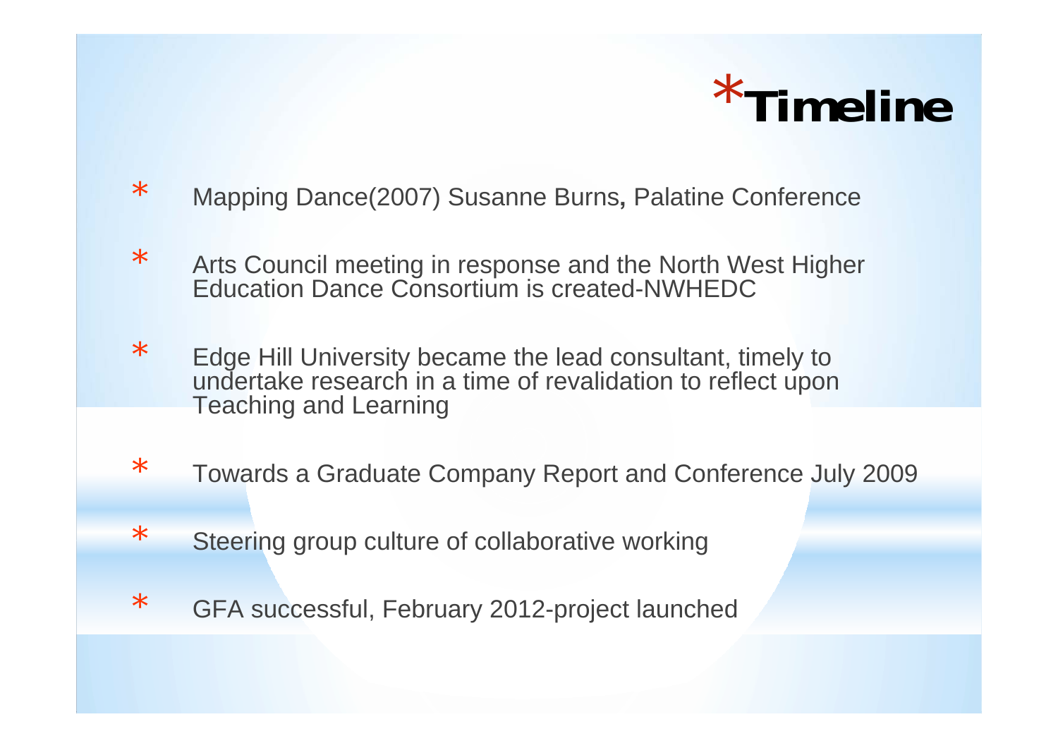# *Timeline

* Mapping Dance(2007) Susanne Burns, Palatine Conference
* Arts Council meeting in response and the North West Higher Education Dance Consortium is created-NWHEDC
* Edge Hill University became the lead consultant, timely to undertake research in a time of revalidation to reflect upon Teaching and Learning
* Towards a Graduate Company Report and Conference July 2009
* Steering group culture of collaborative working
* GFA successful, February 2012-project launched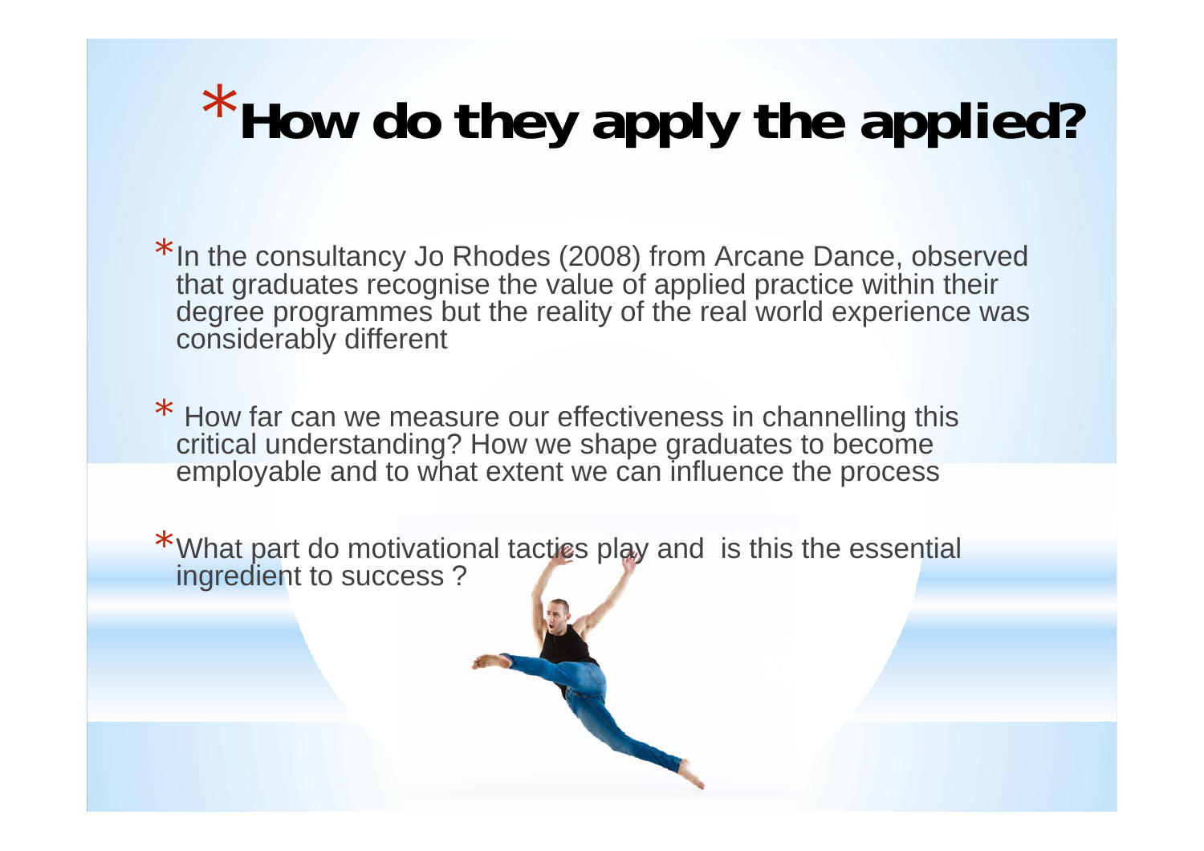# *How do they apply the applied?

* In the consultancy Jo Rhodes (2008) from Arcane Dance, observed that graduates recognise the value of applied practice within their degree programmes but the reality of the real world experience was considerably different

* How far can we measure our effectiveness in channelling this critical understanding? How we shape graduates to become employable and to what extent we can influence the process

* What part do motivational tactics play and is this the essential ingredient to success ?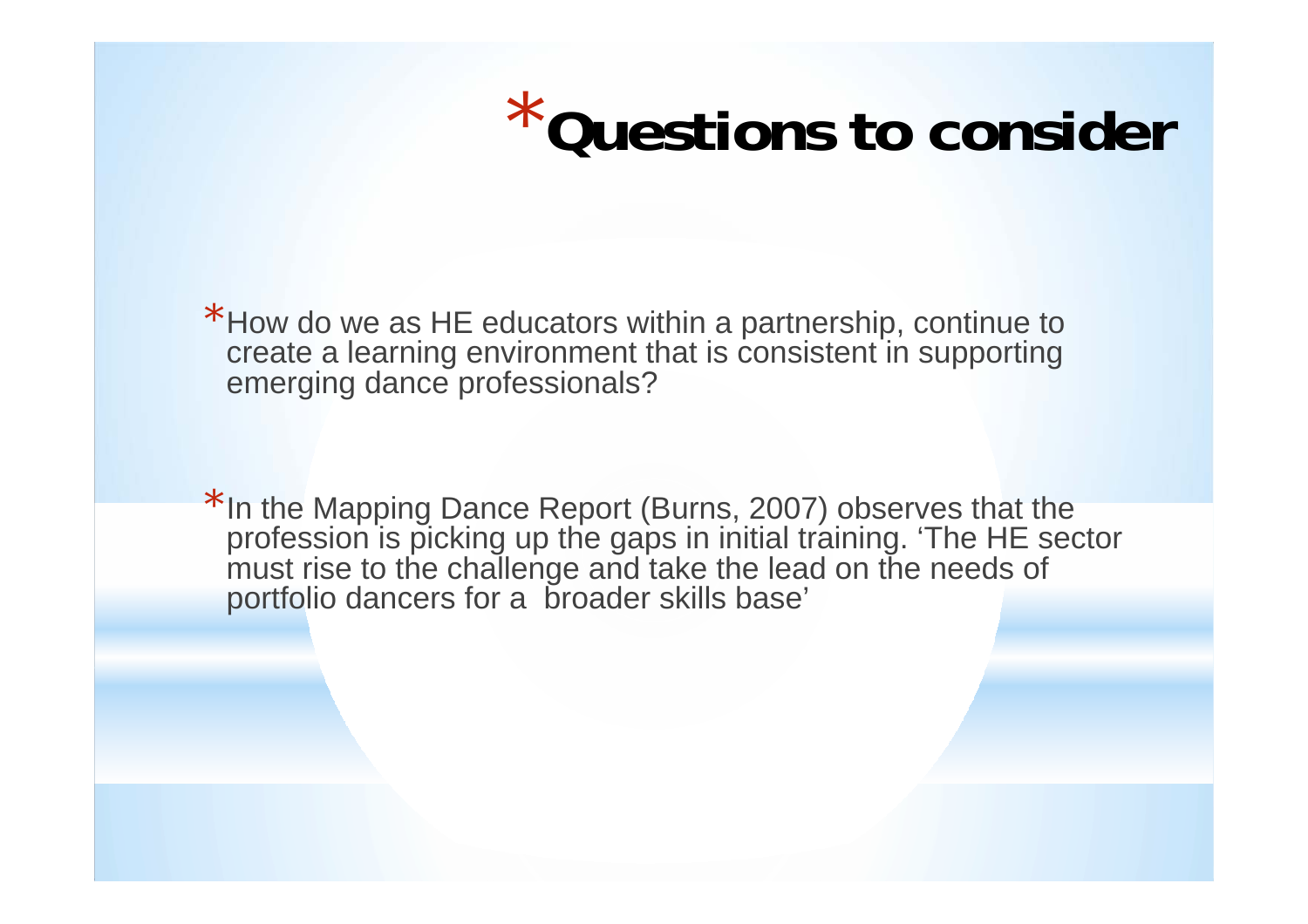# *Questions to consider

- How do we as HE educators within a partnership, continue to create a learning environment that is consistent in supporting emerging dance professionals?

- In the Mapping Dance Report (Burns, 2007) observes that the profession is picking up the gaps in initial training. 'The HE sector must rise to the challenge and take the lead on the needs of portfolio dancers for a broader skills base'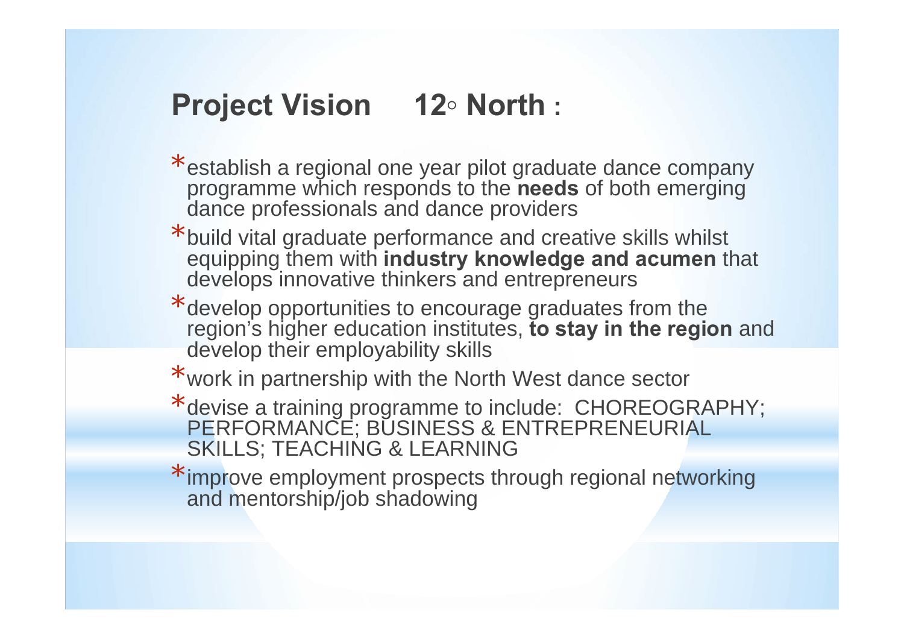## Project Vision 12◦ North :

- establish a regional one year pilot graduate dance company programme which responds to the **needs** of both emerging dance professionals and dance providers
- build vital graduate performance and creative skills whilst equipping them with **industry knowledge and acumen** that develops innovative thinkers and entrepreneurs
- develop opportunities to encourage graduates from the region's higher education institutes, **to stay in the region** and develop their employability skills
- work in partnership with the North West dance sector
- devise a training programme to include: CHOREOGRAPHY; PERFORMANCE; BUSINESS & ENTREPRENEURIAL SKILLS; TEACHING & LEARNING
- improve employment prospects through regional networking and mentorship/job shadowing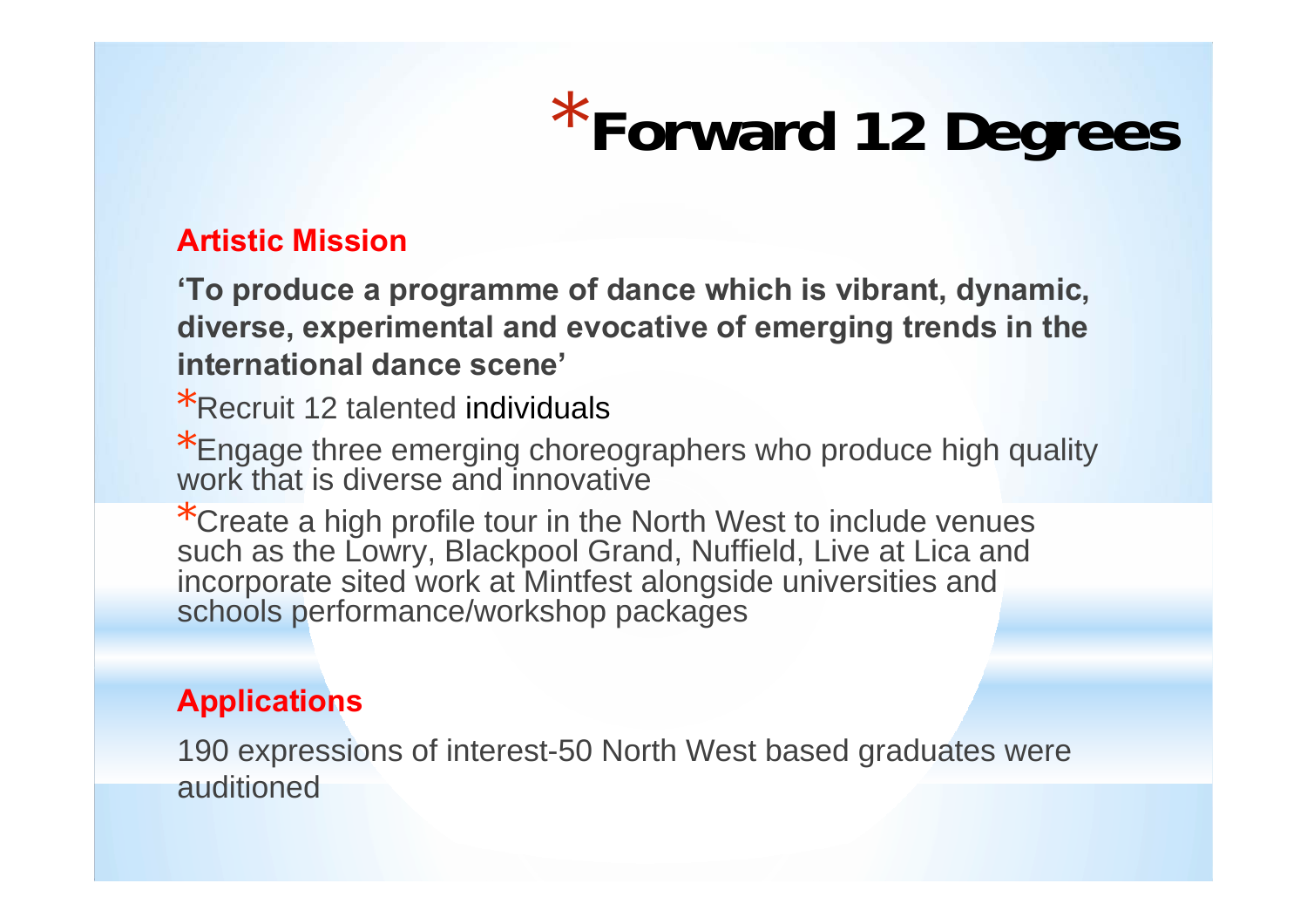# *Forward 12 Degrees

**Artistic Mission**

**'To produce a programme of dance which is vibrant, dynamic, diverse, experimental and evocative of emerging trends in the international dance scene'**

* Recruit 12 talented individuals
* Engage three emerging choreographers who produce high quality work that is diverse and innovative
* Create a high profile tour in the North West to include venues such as the Lowry, Blackpool Grand, Nuffield, Live at Lica and incorporate sited work at Mintfest alongside universities and schools performance/workshop packages

**Applications**

190 expressions of interest-50 North West based graduates were auditioned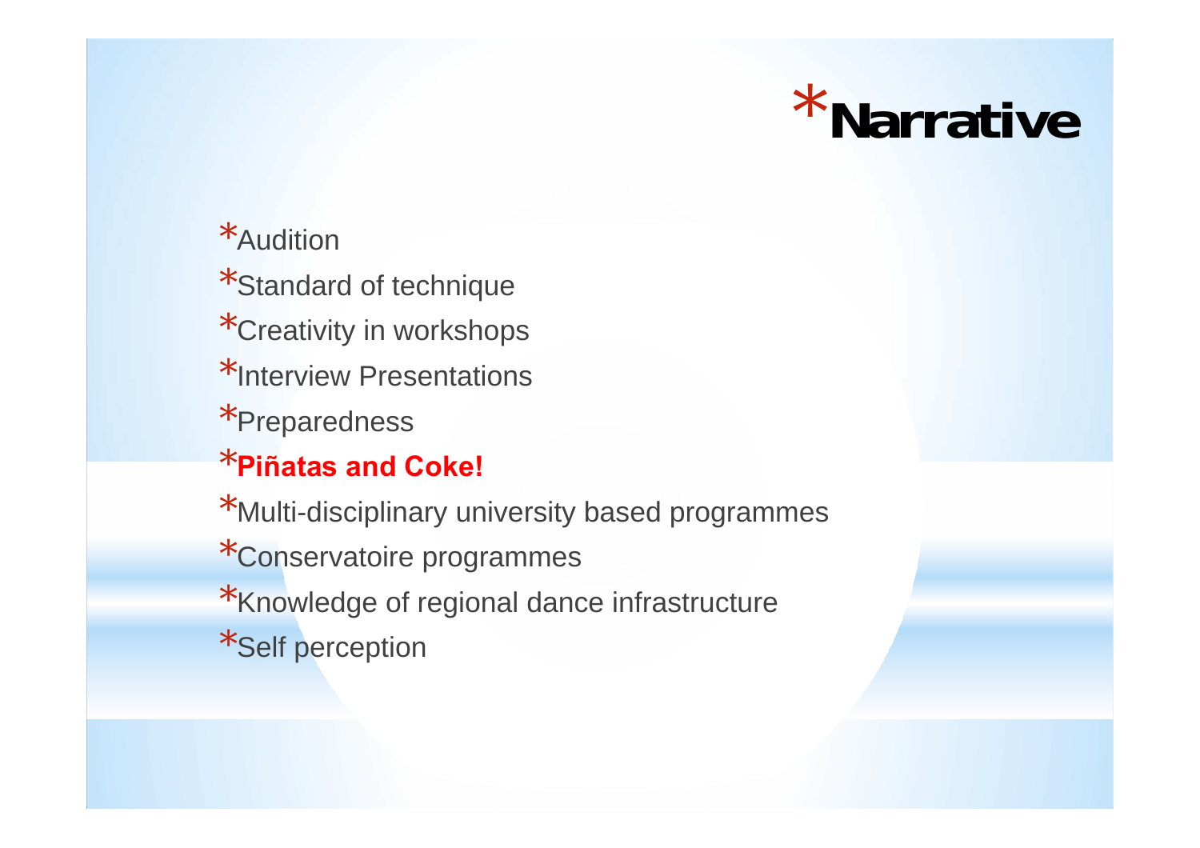# *Narrative

- Audition
- Standard of technique
- Creativity in workshops
- Interview Presentations
- Preparedness
- **Piñatas and Coke!**
- Multi-disciplinary university based programmes
- Conservatoire programmes
- Knowledge of regional dance infrastructure
- Self perception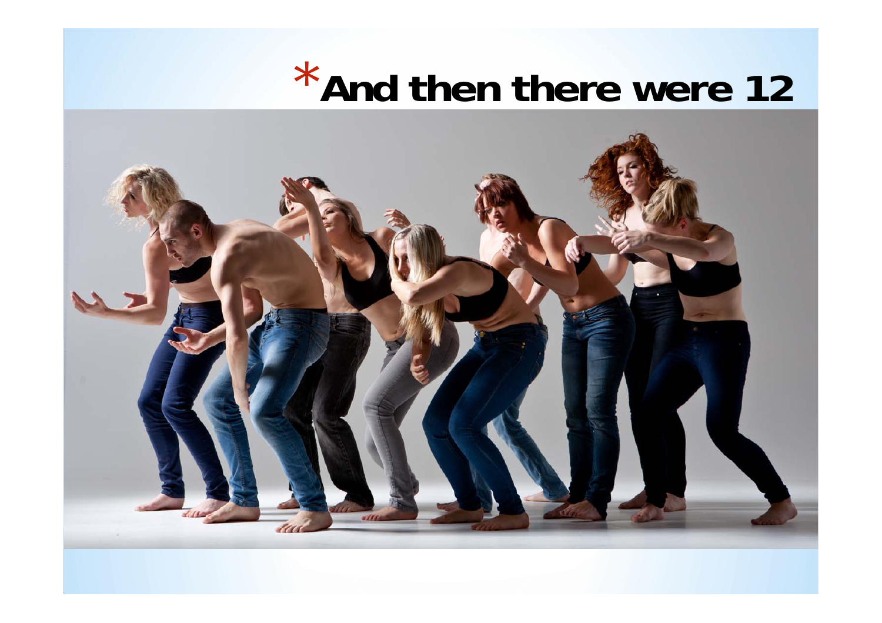# *And then there were 12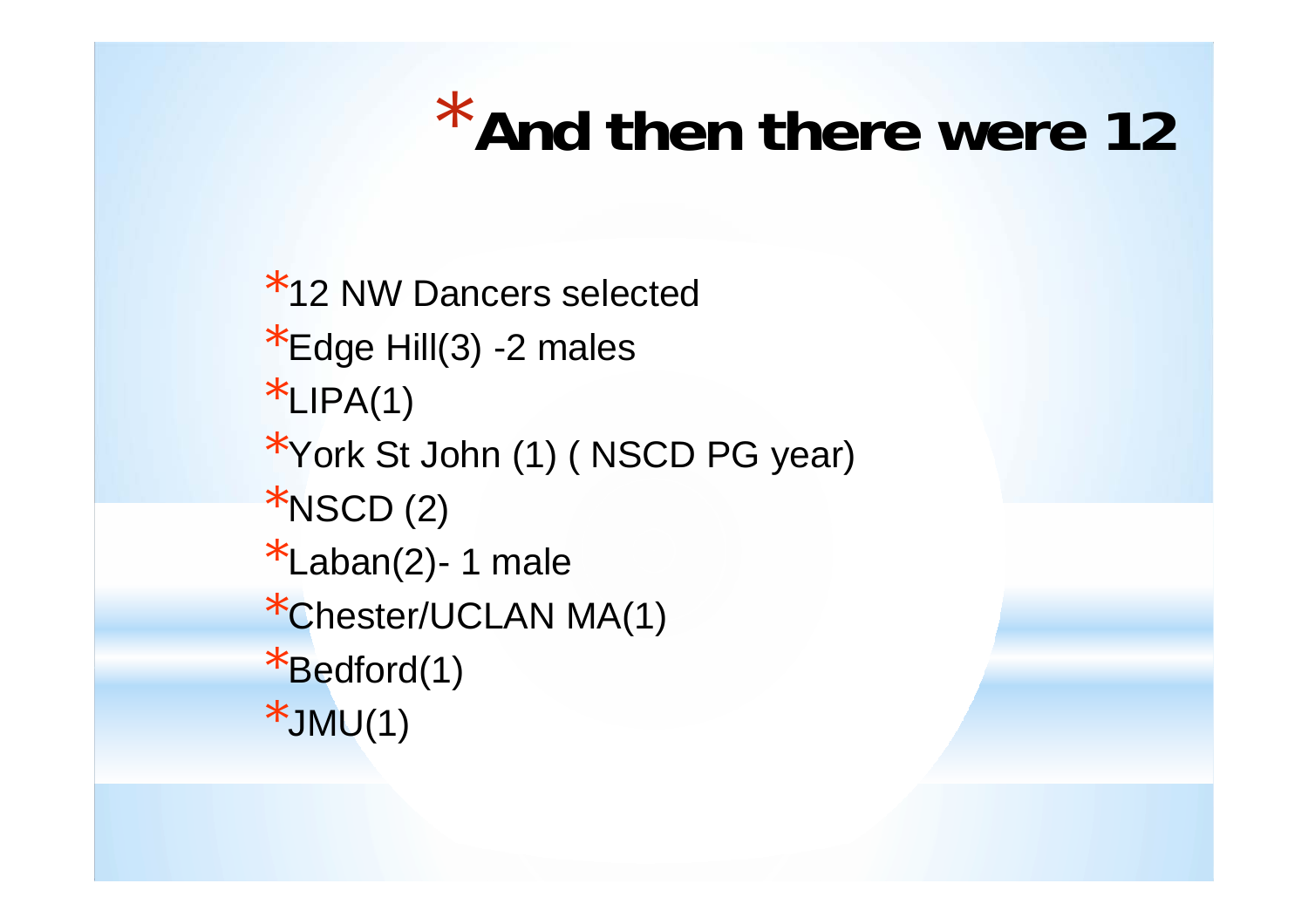# *And then there were 12

- 12 NW Dancers selected
- Edge Hill(3) -2 males
- LIPA(1)
- York St John (1) ( NSCD PG year)
- NSCD (2)
- Laban(2)- 1 male
- Chester/UCLAN MA(1)
- Bedford(1)
- JMU(1)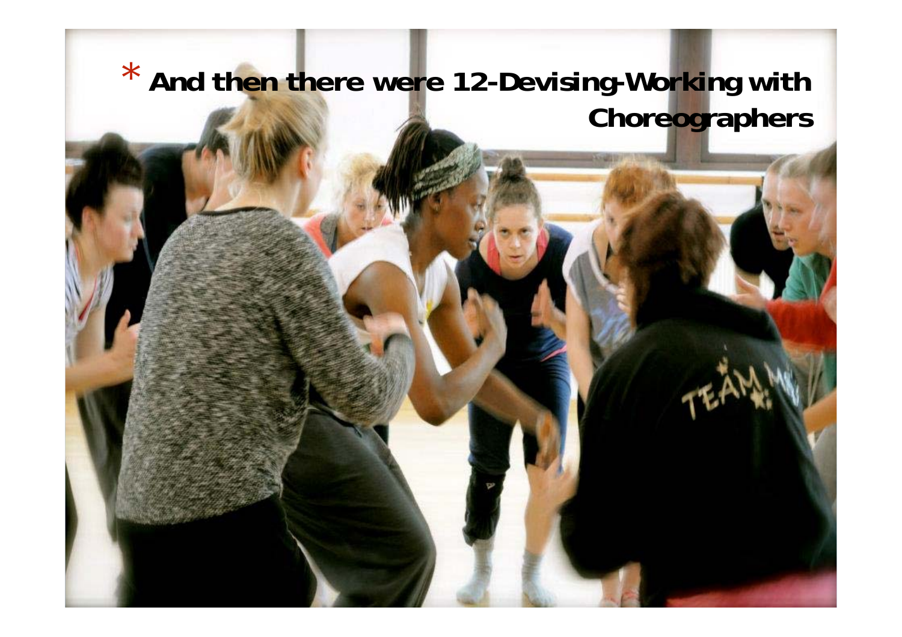# * And then there were 12-Devising-Working with Choreographers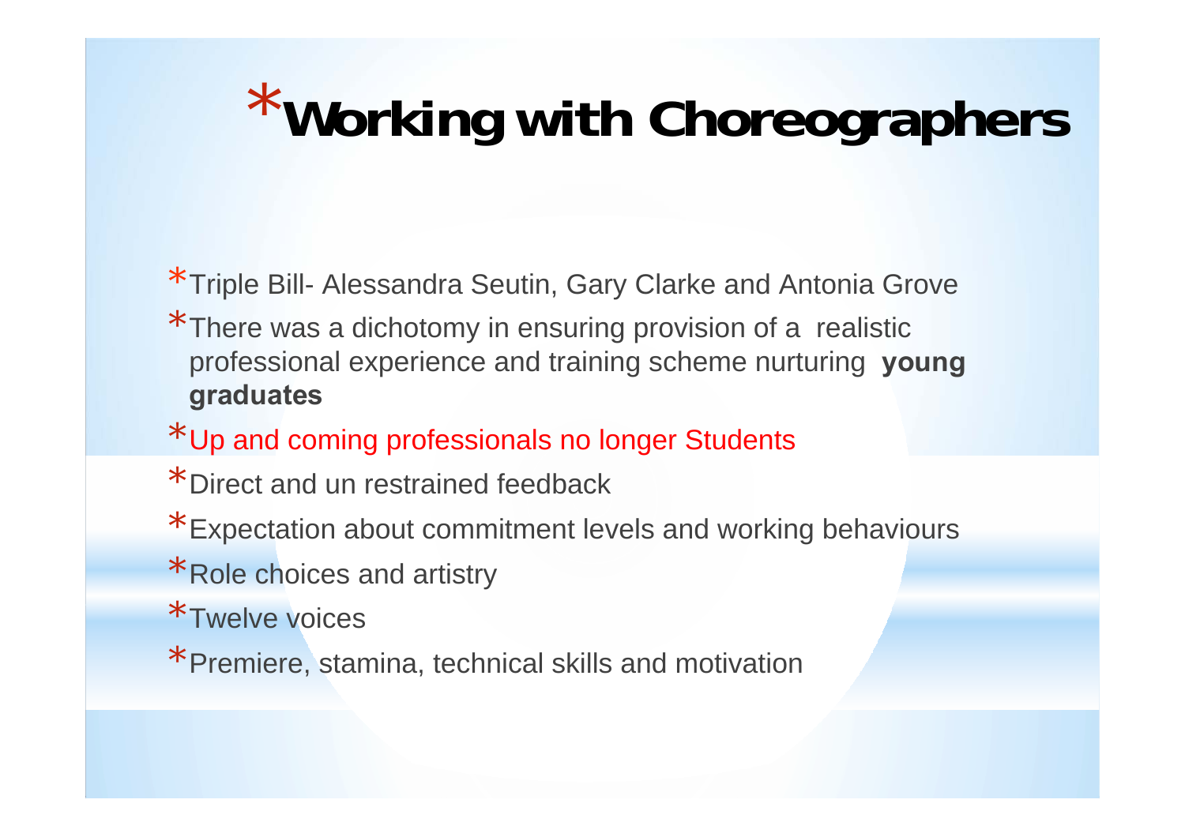# *Working with Choreographers

- Triple Bill- Alessandra Seutin, Gary Clarke and Antonia Grove
- There was a dichotomy in ensuring provision of a realistic professional experience and training scheme nurturing **young graduates**
- Up and coming professionals no longer Students
- Direct and un restrained feedback
- Expectation about commitment levels and working behaviours
- Role choices and artistry
- Twelve voices
- Premiere, stamina, technical skills and motivation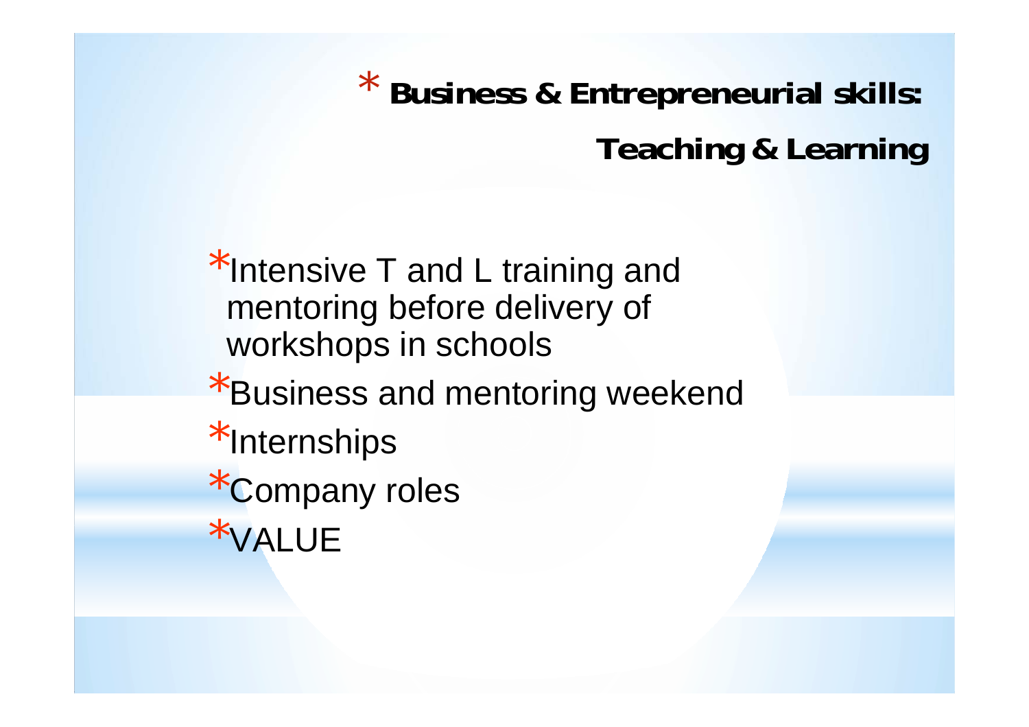# Business & Entrepreneurial skills: Teaching & Learning

- Intensive T and L training and mentoring before delivery of workshops in schools
- Business and mentoring weekend
- Internships
- Company roles
- VALUE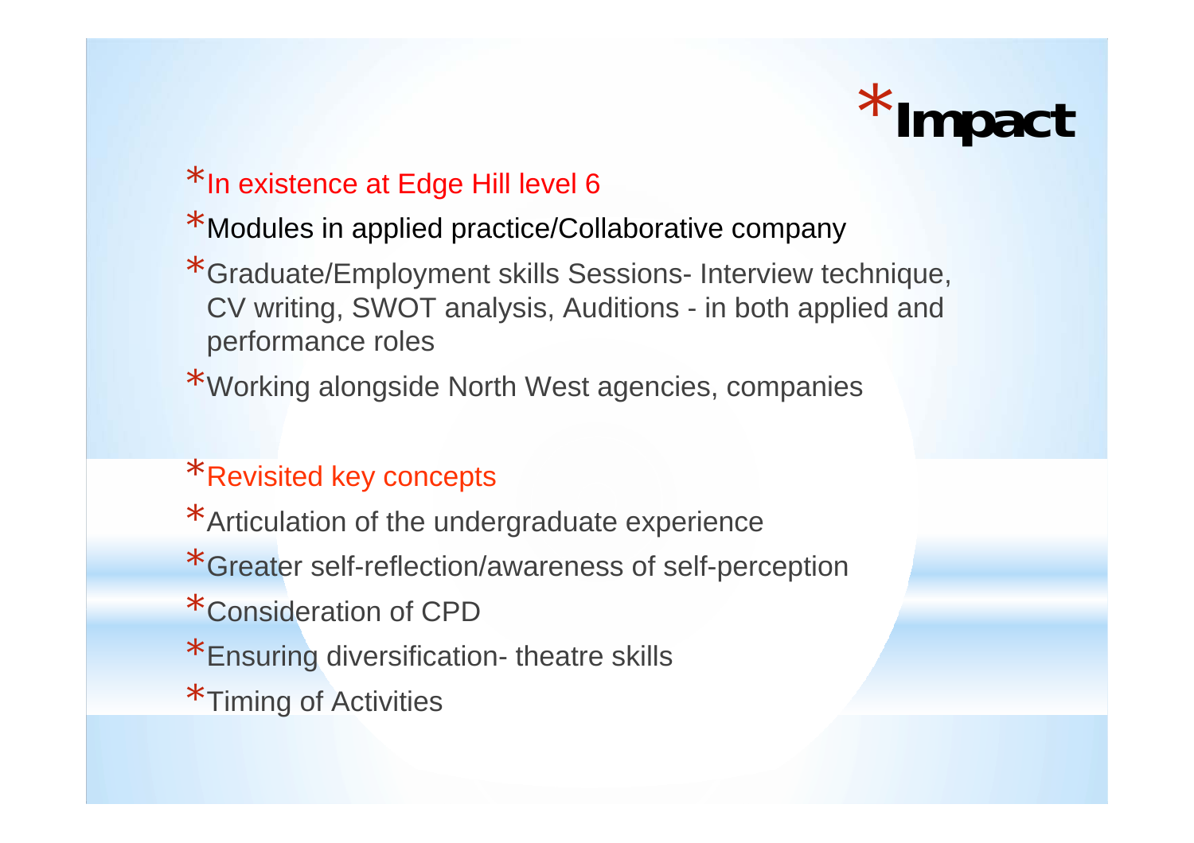# *Impact

- *In existence at Edge Hill level 6
- *Modules in applied practice/Collaborative company
- *Graduate/Employment skills Sessions- Interview technique, CV writing, SWOT analysis, Auditions - in both applied and performance roles
- *Working alongside North West agencies, companies

- *Revisited key concepts
- *Articulation of the undergraduate experience
- *Greater self-reflection/awareness of self-perception
- *Consideration of CPD
- *Ensuring diversification- theatre skills
- *Timing of Activities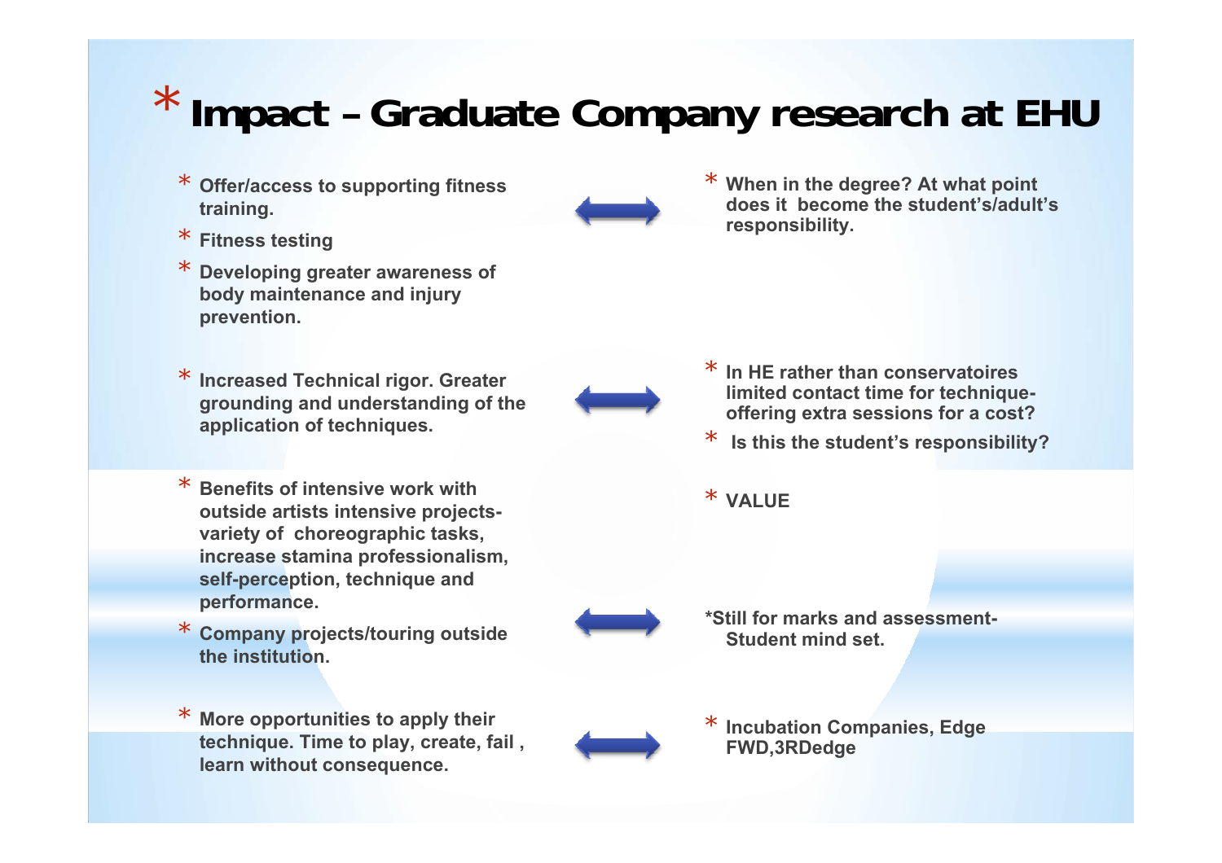# Impact – Graduate Company research at EHU

- Offer/access to supporting fitness training.
- Fitness testing
- Developing greater awareness of body maintenance and injury prevention.

⟷

- When in the degree? At what point does it become the student's/adult's responsibility.

- Increased Technical rigor. Greater grounding and understanding of the application of techniques.

⟷

- In HE rather than conservatoires limited contact time for technique- offering extra sessions for a cost?
- Is this the student's responsibility?

- Benefits of intensive work with outside artists intensive projects- variety of choreographic tasks, increase stamina professionalism, self-perception, technique and performance.
- Company projects/touring outside the institution.

- VALUE

⟷

*Still for marks and assessment- Student mind set.

- More opportunities to apply their technique. Time to play, create, fail , learn without consequence.

⟷

- Incubation Companies, Edge FWD,3RDedge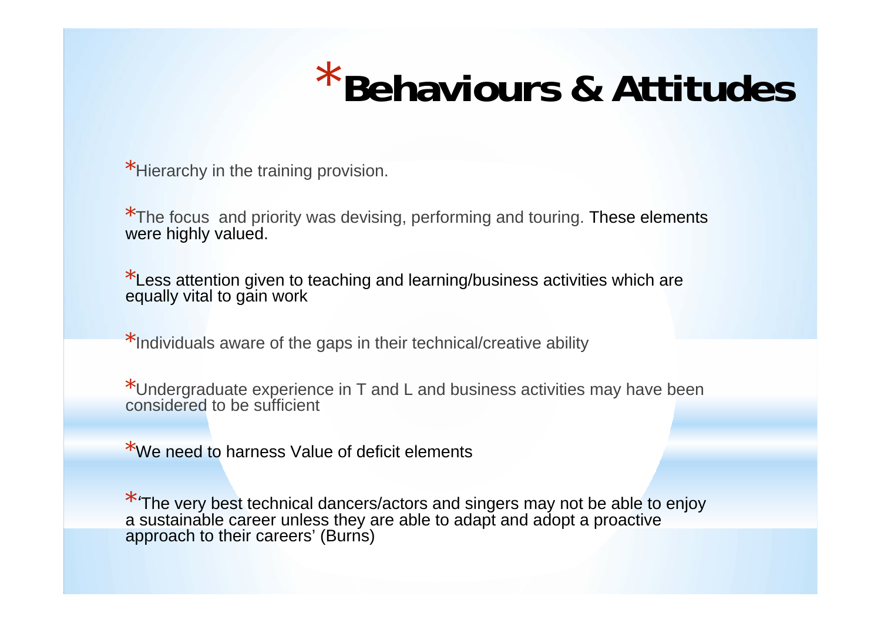# *Behaviours & Attitudes

*Hierarchy in the training provision.

*The focus and priority was devising, performing and touring. These elements were highly valued.

*Less attention given to teaching and learning/business activities which are equally vital to gain work

*Individuals aware of the gaps in their technical/creative ability

*Undergraduate experience in T and L and business activities may have been considered to be sufficient

*We need to harness Value of deficit elements

*'The very best technical dancers/actors and singers may not be able to enjoy a sustainable career unless they are able to adapt and adopt a proactive approach to their careers' (Burns)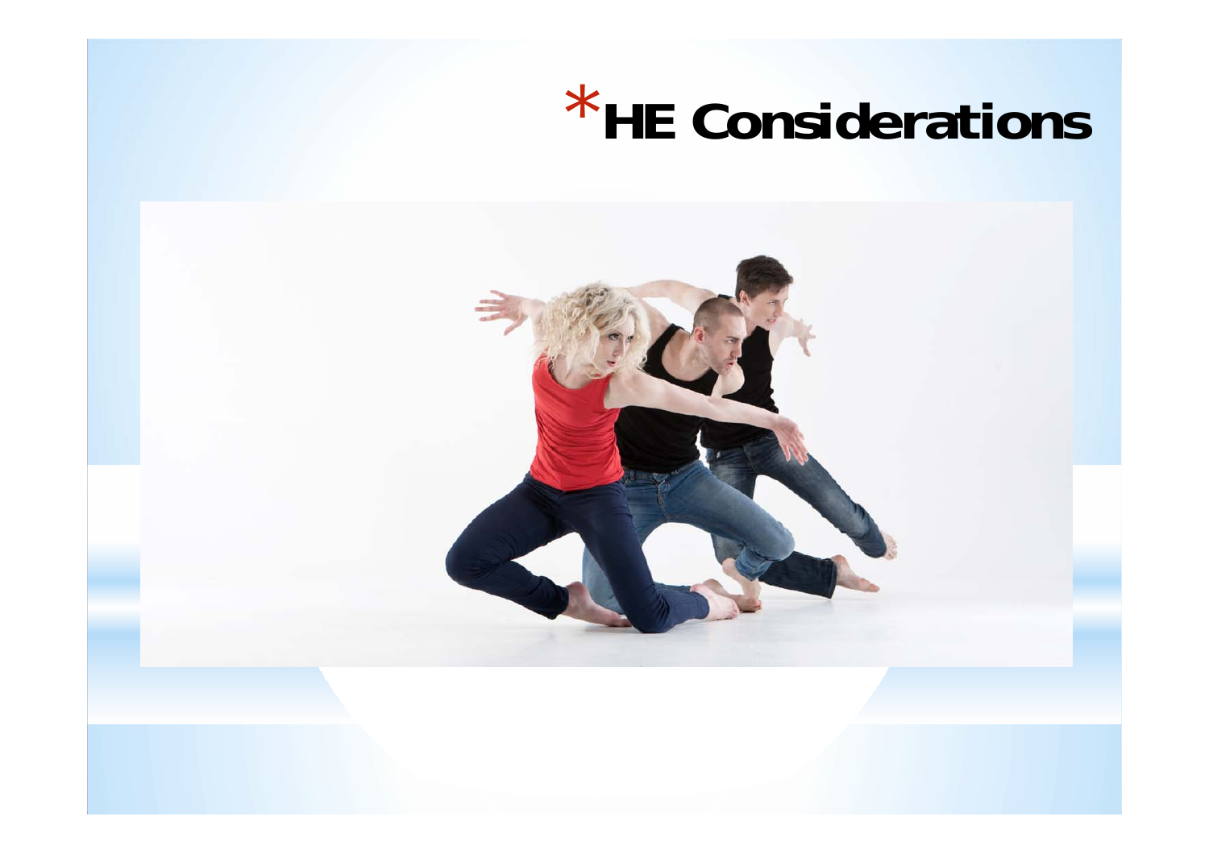# *HE Considerations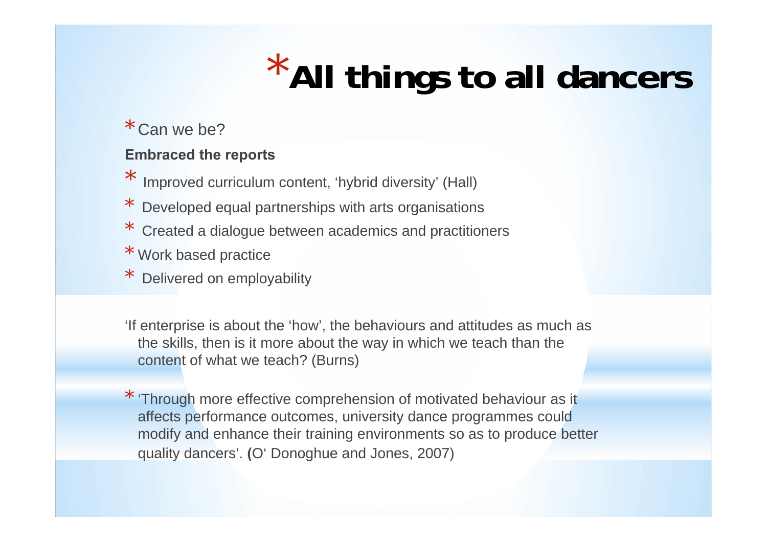# *All things to all dancers

* Can we be?

**Embraced the reports**

* Improved curriculum content, ‘hybrid diversity’ (Hall)
* Developed equal partnerships with arts organisations
* Created a dialogue between academics and practitioners
* Work based practice
* Delivered on employability

‘If enterprise is about the ‘how’, the behaviours and attitudes as much as the skills, then is it more about the way in which we teach than the content of what we teach? (Burns)

* ‘Through more effective comprehension of motivated behaviour as it affects performance outcomes, university dance programmes could modify and enhance their training environments so as to produce better quality dancers’. **(**O‘ Donoghue and Jones, 2007)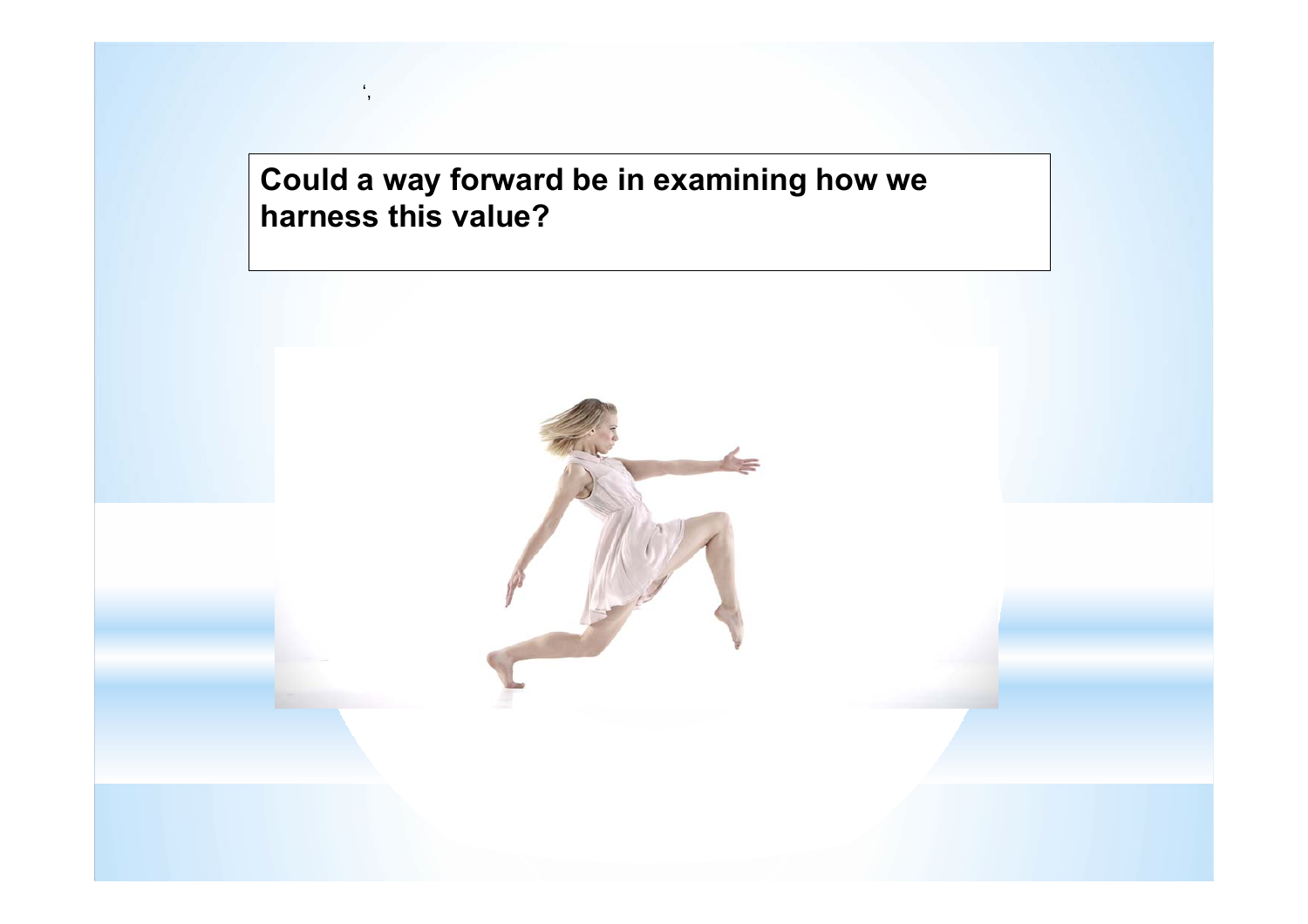**Could a way forward be in examining how we harness this value?**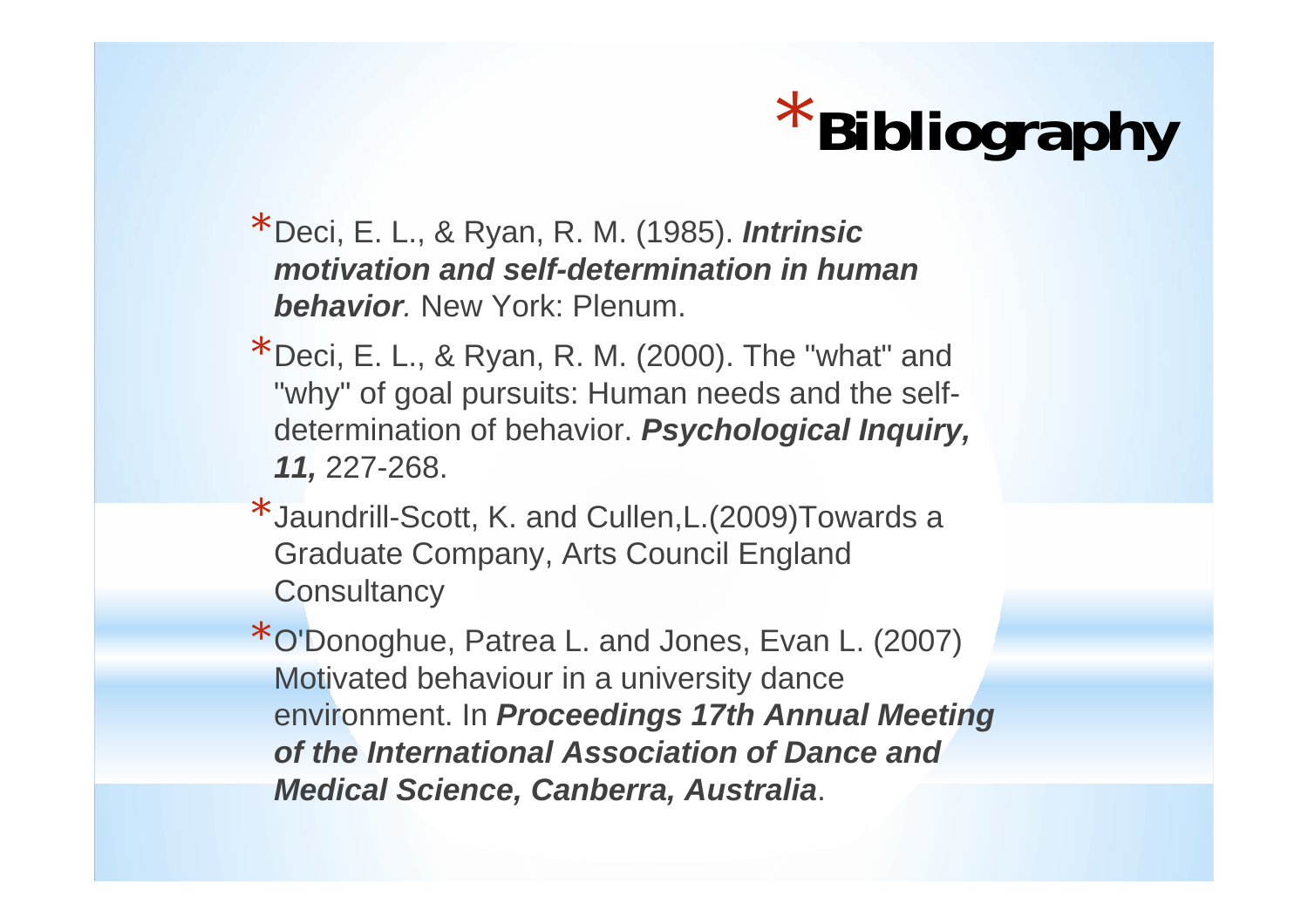# *Bibliography

- Deci, E. L., & Ryan, R. M. (1985). ***Intrinsic motivation and self-determination in human behavior**.* New York: Plenum.
- Deci, E. L., & Ryan, R. M. (2000). The "what" and "why" of goal pursuits: Human needs and the self-determination of behavior. ***Psychological Inquiry, 11,*** 227-268.
- Jaundrill-Scott, K. and Cullen,L.(2009)Towards a Graduate Company, Arts Council England Consultancy
- O'Donoghue, Patrea L. and Jones, Evan L. (2007) Motivated behaviour in a university dance environment. In ***Proceedings 17th Annual Meeting of the International Association of Dance and Medical Science, Canberra, Australia***.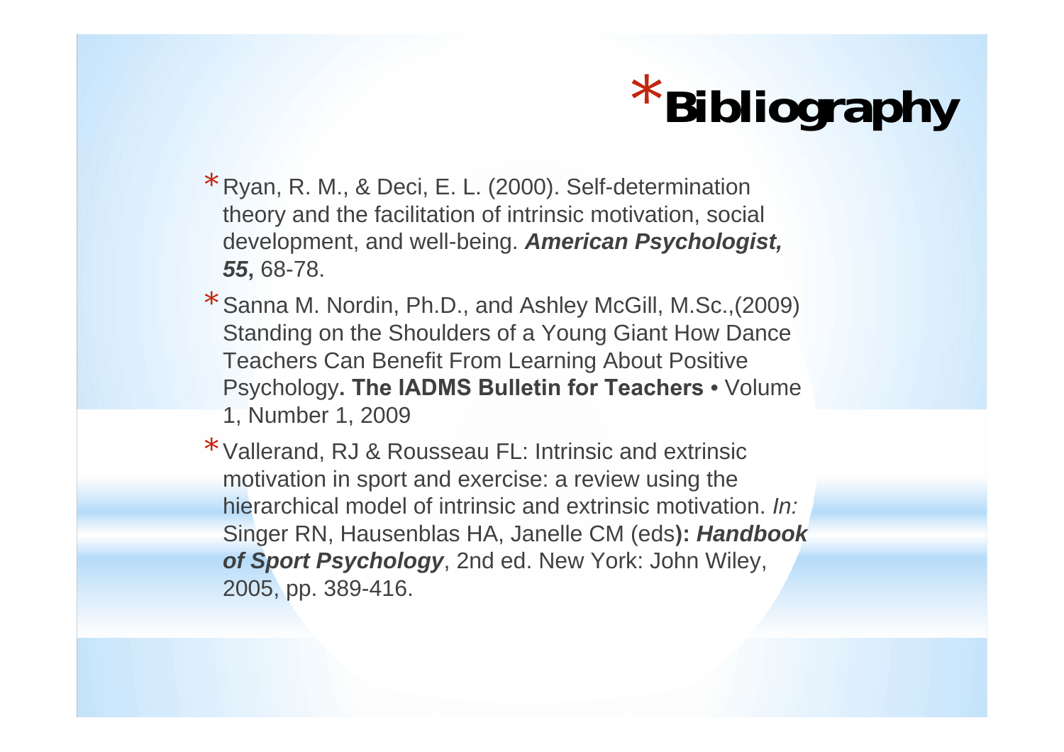# Bibliography

- Ryan, R. M., & Deci, E. L. (2000). Self-determination theory and the facilitation of intrinsic motivation, social development, and well-being. ***American Psychologist, 55,*** 68-78.
- Sanna M. Nordin, Ph.D., and Ashley McGill, M.Sc.,(2009) Standing on the Shoulders of a Young Giant How Dance Teachers Can Benefit From Learning About Positive Psychology**. The IADMS Bulletin for Teachers** • Volume 1, Number 1, 2009
- Vallerand, RJ & Rousseau FL: Intrinsic and extrinsic motivation in sport and exercise: a review using the hierarchical model of intrinsic and extrinsic motivation. *In:* Singer RN, Hausenblas HA, Janelle CM (eds**): *Handbook of Sport Psychology***, 2nd ed. New York: John Wiley, 2005, pp. 389-416.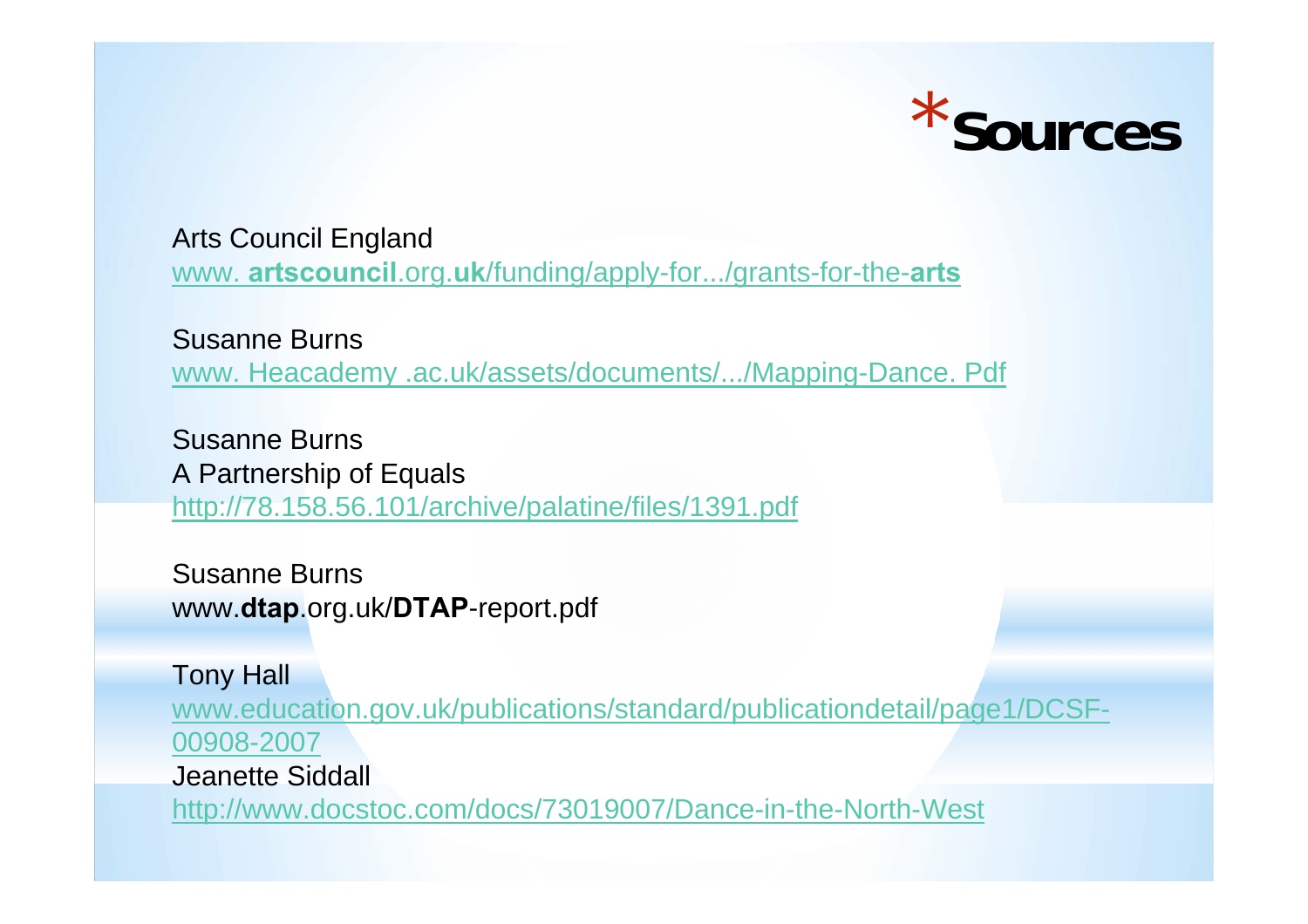# *Sources

Arts Council England
www. **artscouncil**.org.**uk**/funding/apply-for.../grants-for-the-**arts**

Susanne Burns
www. Heacademy .ac.uk/assets/documents/.../Mapping-Dance. Pdf

Susanne Burns
A Partnership of Equals
http://78.158.56.101/archive/palatine/files/1391.pdf

Susanne Burns
www.**dtap**.org.uk/**DTAP**-report.pdf

Tony Hall
www.education.gov.uk/publications/standard/publicationdetail/page1/DCSF-00908-2007

Jeanette Siddall
http://www.docstoc.com/docs/73019007/Dance-in-the-North-West